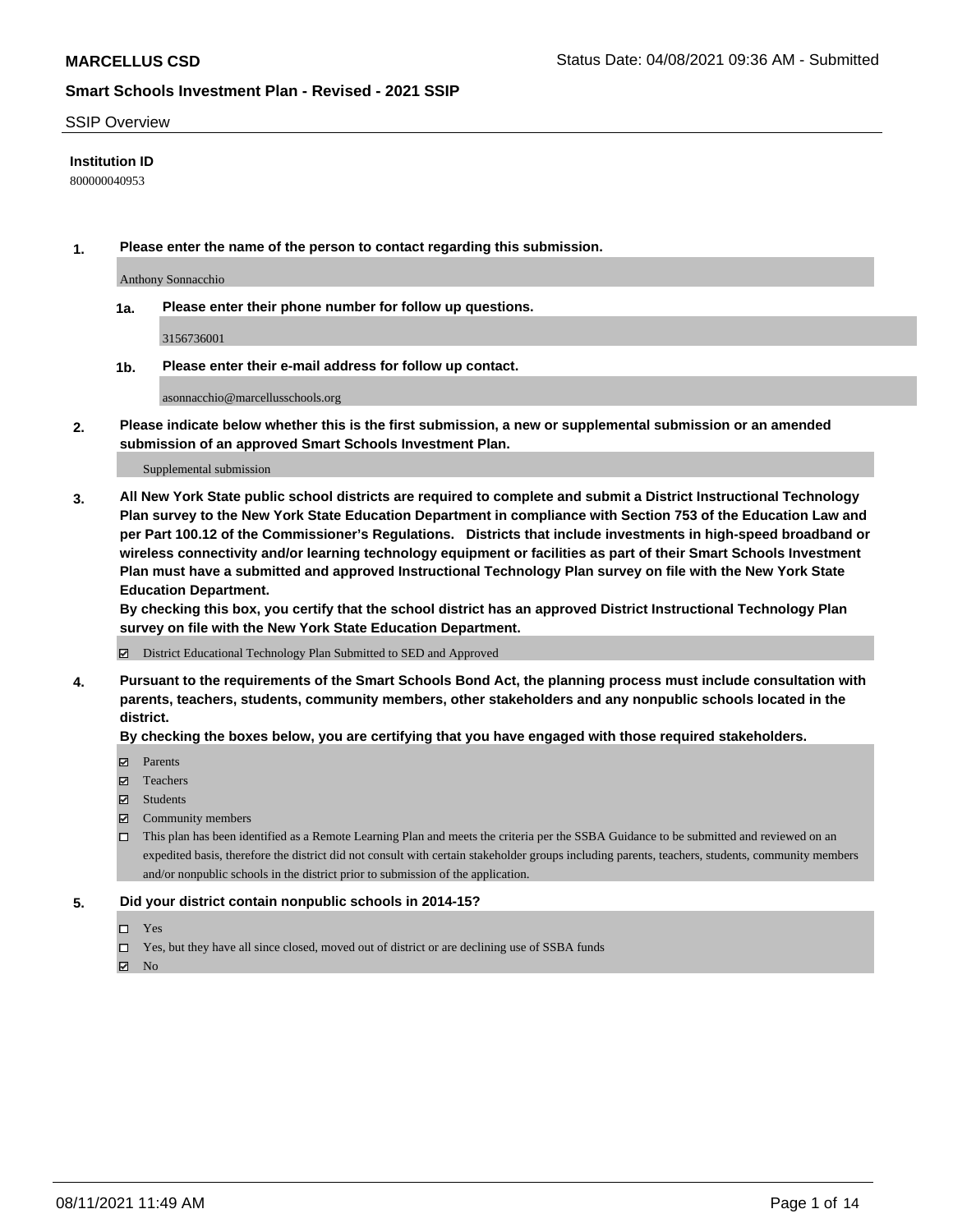# MARCELLUS CSD

Status Date: 04/08/2021 09:36 AM - Submitted

## Smart Schools Investment Plan - Revised - 2021 SSIP

SSIP Overview

**Institution ID**

800000040953

**1. Please enter the name of the person to contact regarding this submission.**

Anthony Sonnacchio

**1a. Please enter their phone number for follow up questions.**

3156736001

**1b. Please enter their e-mail address for follow up contact.**

asonnacchio@marcellusschools.org

**2. Please indicate below whether this is the first submission, a new or supplemental submission or an amended submission of an approved Smart Schools Investment Plan.**

Supplemental submission

**3. All New York State public school districts are required to complete and submit a District Instructional Technology Plan survey to the New York State Education Department in compliance with Section 753 of the Education Law and per Part 100.12 of the Commissioner's Regulations. Districts that include investments in high-speed broadband or wireless connectivity and/or learning technology equipment or facilities as part of their Smart Schools Investment Plan must have a submitted and approved Instructional Technology Plan survey on file with the New York State Education Department.**

**By checking this box, you certify that the school district has an approved District Instructional Technology Plan survey on file with the New York State Education Department.**

- [x] District Educational Technology Plan Submitted to SED and Approved

**4. Pursuant to the requirements of the Smart Schools Bond Act, the planning process must include consultation with parents, teachers, students, community members, other stakeholders and any nonpublic schools located in the district.**

**By checking the boxes below, you are certifying that you have engaged with those required stakeholders.**

- [x] Parents
- [x] Teachers
- [x] Students
- [x] Community members
- [ ] This plan has been identified as a Remote Learning Plan and meets the criteria per the SSBA Guidance to be submitted and reviewed on an expedited basis, therefore the district did not consult with certain stakeholder groups including parents, teachers, students, community members and/or nonpublic schools in the district prior to submission of the application.

**5. Did your district contain nonpublic schools in 2014-15?**

- [ ] Yes
- [ ] Yes, but they have all since closed, moved out of district or are declining use of SSBA funds
- [x] No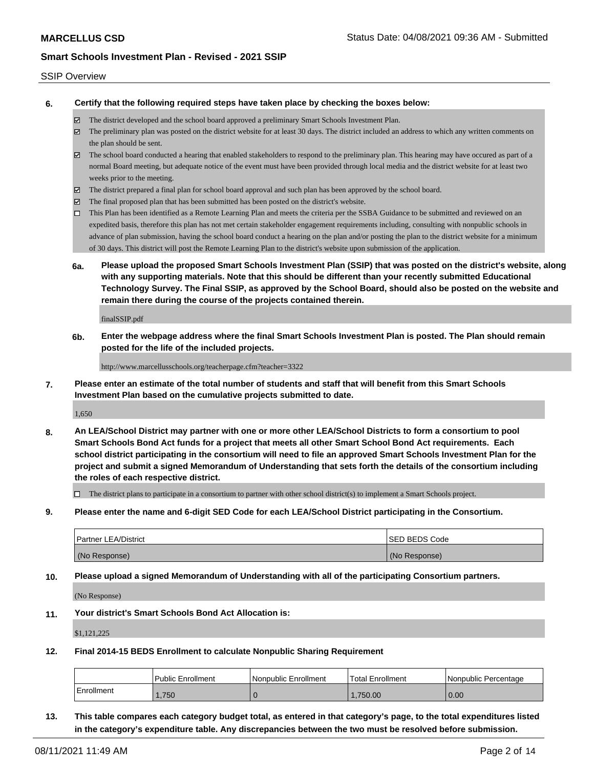SSIP Overview

**6. Certify that the following required steps have taken place by checking the boxes below:**

- ☑ The district developed and the school board approved a preliminary Smart Schools Investment Plan.
- ☑ The preliminary plan was posted on the district website for at least 30 days. The district included an address to which any written comments on the plan should be sent.
- ☑ The school board conducted a hearing that enabled stakeholders to respond to the preliminary plan. This hearing may have occured as part of a normal Board meeting, but adequate notice of the event must have been provided through local media and the district website for at least two weeks prior to the meeting.
- ☑ The district prepared a final plan for school board approval and such plan has been approved by the school board.
- ☑ The final proposed plan that has been submitted has been posted on the district's website.
- ☐ This Plan has been identified as a Remote Learning Plan and meets the criteria per the SSBA Guidance to be submitted and reviewed on an expedited basis, therefore this plan has not met certain stakeholder engagement requirements including, consulting with nonpublic schools in advance of plan submission, having the school board conduct a hearing on the plan and/or posting the plan to the district website for a minimum of 30 days. This district will post the Remote Learning Plan to the district's website upon submission of the application.

**6a. Please upload the proposed Smart Schools Investment Plan (SSIP) that was posted on the district's website, along with any supporting materials. Note that this should be different than your recently submitted Educational Technology Survey. The Final SSIP, as approved by the School Board, should also be posted on the website and remain there during the course of the projects contained therein.**

finalSSIP.pdf

**6b. Enter the webpage address where the final Smart Schools Investment Plan is posted. The Plan should remain posted for the life of the included projects.**

http://www.marcellusschools.org/teacherpage.cfm?teacher=3322

**7. Please enter an estimate of the total number of students and staff that will benefit from this Smart Schools Investment Plan based on the cumulative projects submitted to date.**

1,650

**8. An LEA/School District may partner with one or more other LEA/School Districts to form a consortium to pool Smart Schools Bond Act funds for a project that meets all other Smart School Bond Act requirements. Each school district participating in the consortium will need to file an approved Smart Schools Investment Plan for the project and submit a signed Memorandum of Understanding that sets forth the details of the consortium including the roles of each respective district.**

- ☐ The district plans to participate in a consortium to partner with other school district(s) to implement a Smart Schools project.

**9. Please enter the name and 6-digit SED Code for each LEA/School District participating in the Consortium.**

| Partner LEA/District | SED BEDS Code |
|---|---|
| (No Response) | (No Response) |

**10. Please upload a signed Memorandum of Understanding with all of the participating Consortium partners.**

(No Response)

**11. Your district's Smart Schools Bond Act Allocation is:**

$1,121,225

**12. Final 2014-15 BEDS Enrollment to calculate Nonpublic Sharing Requirement**

| | Public Enrollment | Nonpublic Enrollment | Total Enrollment | Nonpublic Percentage |
|---|---|---|---|---|
| Enrollment | 1,750 | 0 | 1,750.00 | 0.00 |

**13. This table compares each category budget total, as entered in that category's page, to the total expenditures listed in the category's expenditure table. Any discrepancies between the two must be resolved before submission.**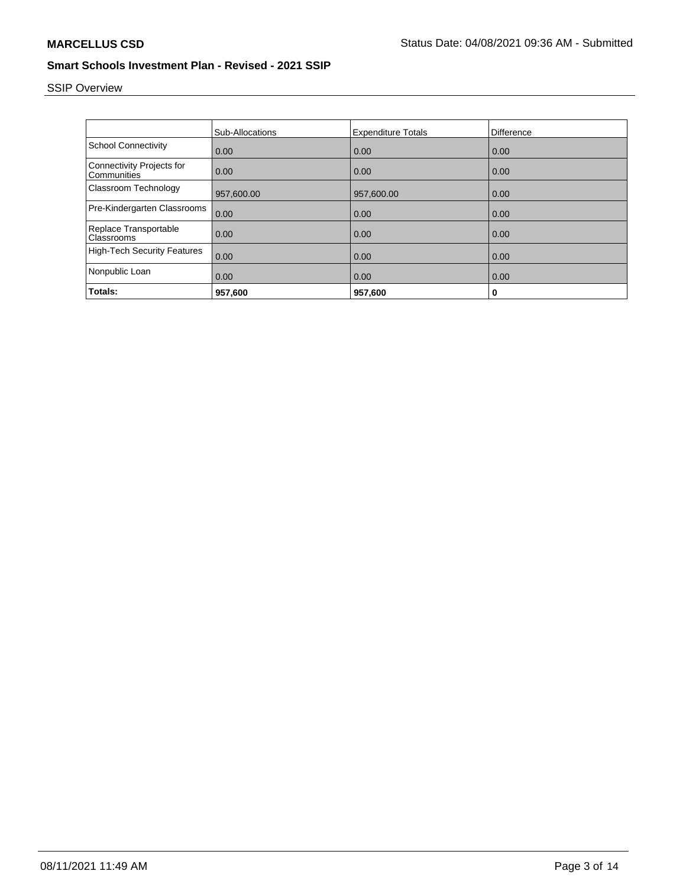SSIP Overview

| | Sub-Allocations | Expenditure Totals | Difference |
|---|---|---|---|
| School Connectivity | 0.00 | 0.00 | 0.00 |
| Connectivity Projects for Communities | 0.00 | 0.00 | 0.00 |
| Classroom Technology | 957,600.00 | 957,600.00 | 0.00 |
| Pre-Kindergarten Classrooms | 0.00 | 0.00 | 0.00 |
| Replace Transportable Classrooms | 0.00 | 0.00 | 0.00 |
| High-Tech Security Features | 0.00 | 0.00 | 0.00 |
| Nonpublic Loan | 0.00 | 0.00 | 0.00 |
| **Totals:** | **957,600** | **957,600** | **0** |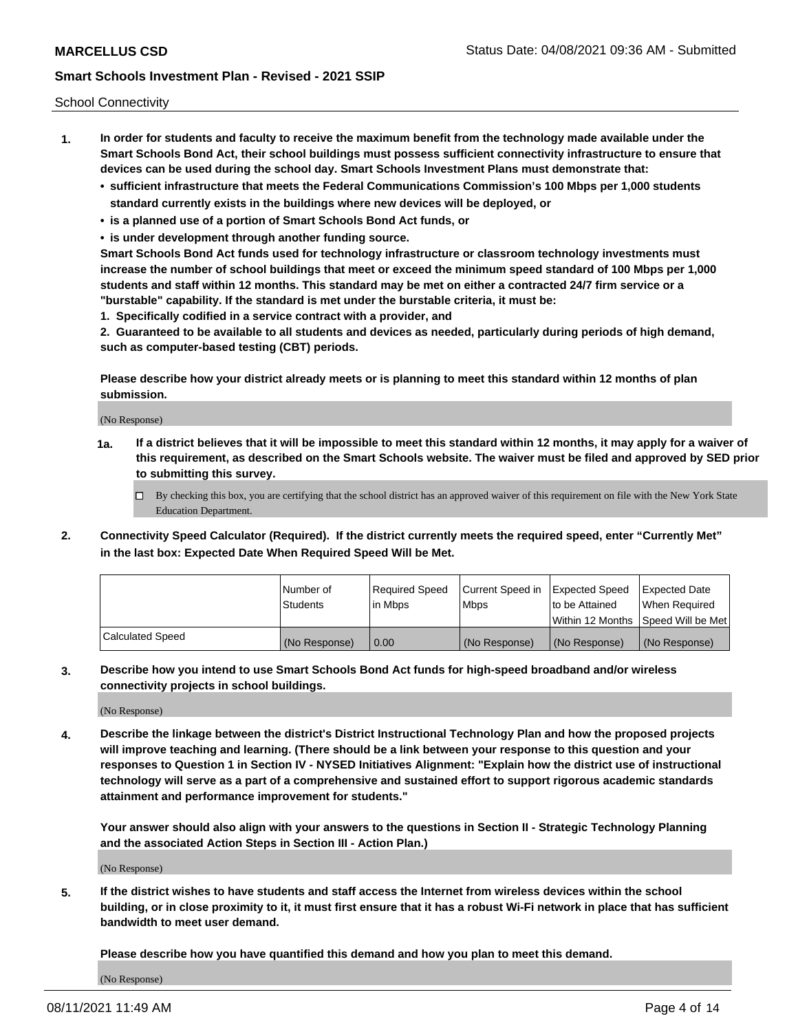School Connectivity

1. **In order for students and faculty to receive the maximum benefit from the technology made available under the Smart Schools Bond Act, their school buildings must possess sufficient connectivity infrastructure to ensure that devices can be used during the school day. Smart Schools Investment Plans must demonstrate that:**
   - **sufficient infrastructure that meets the Federal Communications Commission's 100 Mbps per 1,000 students standard currently exists in the buildings where new devices will be deployed, or**
   - **is a planned use of a portion of Smart Schools Bond Act funds, or**
   - **is under development through another funding source.**

   **Smart Schools Bond Act funds used for technology infrastructure or classroom technology investments must increase the number of school buildings that meet or exceed the minimum speed standard of 100 Mbps per 1,000 students and staff within 12 months. This standard may be met on either a contracted 24/7 firm service or a "burstable" capability. If the standard is met under the burstable criteria, it must be:**

   **1. Specifically codified in a service contract with a provider, and**

   **2. Guaranteed to be available to all students and devices as needed, particularly during periods of high demand, such as computer-based testing (CBT) periods.**

   **Please describe how your district already meets or is planning to meet this standard within 12 months of plan submission.**

   (No Response)

   **1a. If a district believes that it will be impossible to meet this standard within 12 months, it may apply for a waiver of this requirement, as described on the Smart Schools website. The waiver must be filed and approved by SED prior to submitting this survey.**

   ☐ By checking this box, you are certifying that the school district has an approved waiver of this requirement on file with the New York State Education Department.

2. **Connectivity Speed Calculator (Required). If the district currently meets the required speed, enter "Currently Met" in the last box: Expected Date When Required Speed Will be Met.**

| | Number of Students | Required Speed in Mbps | Current Speed in Mbps | Expected Speed to be Attained Within 12 Months | Expected Date When Required Speed Will be Met |
|---|---|---|---|---|---|
| Calculated Speed | (No Response) | 0.00 | (No Response) | (No Response) | (No Response) |

3. **Describe how you intend to use Smart Schools Bond Act funds for high-speed broadband and/or wireless connectivity projects in school buildings.**

   (No Response)

4. **Describe the linkage between the district's District Instructional Technology Plan and how the proposed projects will improve teaching and learning. (There should be a link between your response to this question and your responses to Question 1 in Section IV - NYSED Initiatives Alignment: "Explain how the district use of instructional technology will serve as a part of a comprehensive and sustained effort to support rigorous academic standards attainment and performance improvement for students."**

   **Your answer should also align with your answers to the questions in Section II - Strategic Technology Planning and the associated Action Steps in Section III - Action Plan.)**

   (No Response)

5. **If the district wishes to have students and staff access the Internet from wireless devices within the school building, or in close proximity to it, it must first ensure that it has a robust Wi-Fi network in place that has sufficient bandwidth to meet user demand.**

   **Please describe how you have quantified this demand and how you plan to meet this demand.**

   (No Response)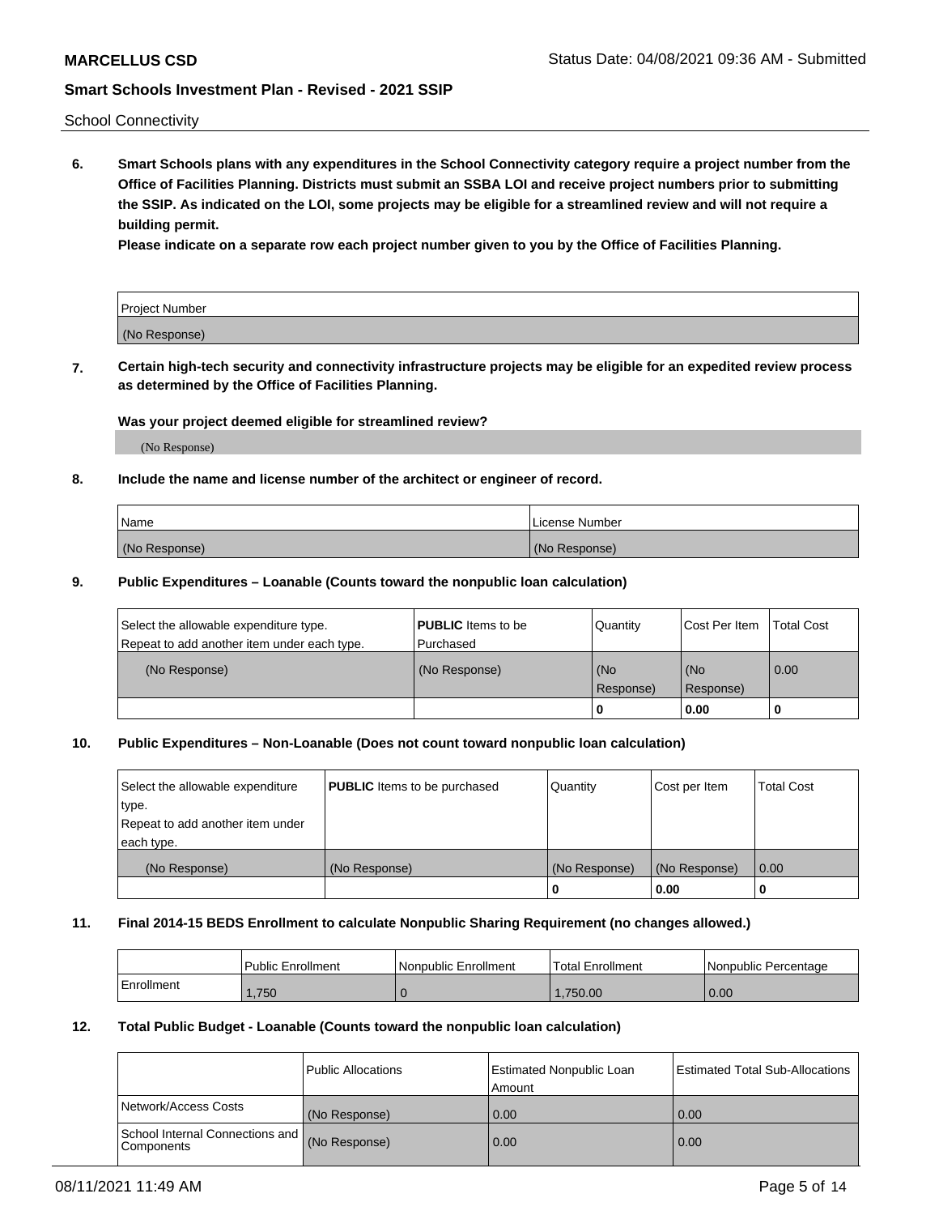School Connectivity

**6. Smart Schools plans with any expenditures in the School Connectivity category require a project number from the Office of Facilities Planning. Districts must submit an SSBA LOI and receive project numbers prior to submitting the SSIP. As indicated on the LOI, some projects may be eligible for a streamlined review and will not require a building permit.**

**Please indicate on a separate row each project number given to you by the Office of Facilities Planning.**

| Project Number |
| --- |
| (No Response) |

**7. Certain high-tech security and connectivity infrastructure projects may be eligible for an expedited review process as determined by the Office of Facilities Planning.**

**Was your project deemed eligible for streamlined review?**

(No Response)

**8. Include the name and license number of the architect or engineer of record.**

| Name | License Number |
| --- | --- |
| (No Response) | (No Response) |

**9. Public Expenditures – Loanable (Counts toward the nonpublic loan calculation)**

| Select the allowable expenditure type. Repeat to add another item under each type. | **PUBLIC** Items to be Purchased | Quantity | Cost Per Item | Total Cost |
| --- | --- | --- | --- | --- |
| (No Response) | (No Response) | (No Response) | (No Response) | 0.00 |
| | | 0 | 0.00 | 0 |

**10. Public Expenditures – Non-Loanable (Does not count toward nonpublic loan calculation)**

| Select the allowable expenditure type. Repeat to add another item under each type. | **PUBLIC** Items to be purchased | Quantity | Cost per Item | Total Cost |
| --- | --- | --- | --- | --- |
| (No Response) | (No Response) | (No Response) | (No Response) | 0.00 |
| | | 0 | 0.00 | 0 |

**11. Final 2014-15 BEDS Enrollment to calculate Nonpublic Sharing Requirement (no changes allowed.)**

| | Public Enrollment | Nonpublic Enrollment | Total Enrollment | Nonpublic Percentage |
| --- | --- | --- | --- | --- |
| Enrollment | 1,750 | 0 | 1,750.00 | 0.00 |

**12. Total Public Budget - Loanable (Counts toward the nonpublic loan calculation)**

| | Public Allocations | Estimated Nonpublic Loan Amount | Estimated Total Sub-Allocations |
| --- | --- | --- | --- |
| Network/Access Costs | (No Response) | 0.00 | 0.00 |
| School Internal Connections and Components | (No Response) | 0.00 | 0.00 |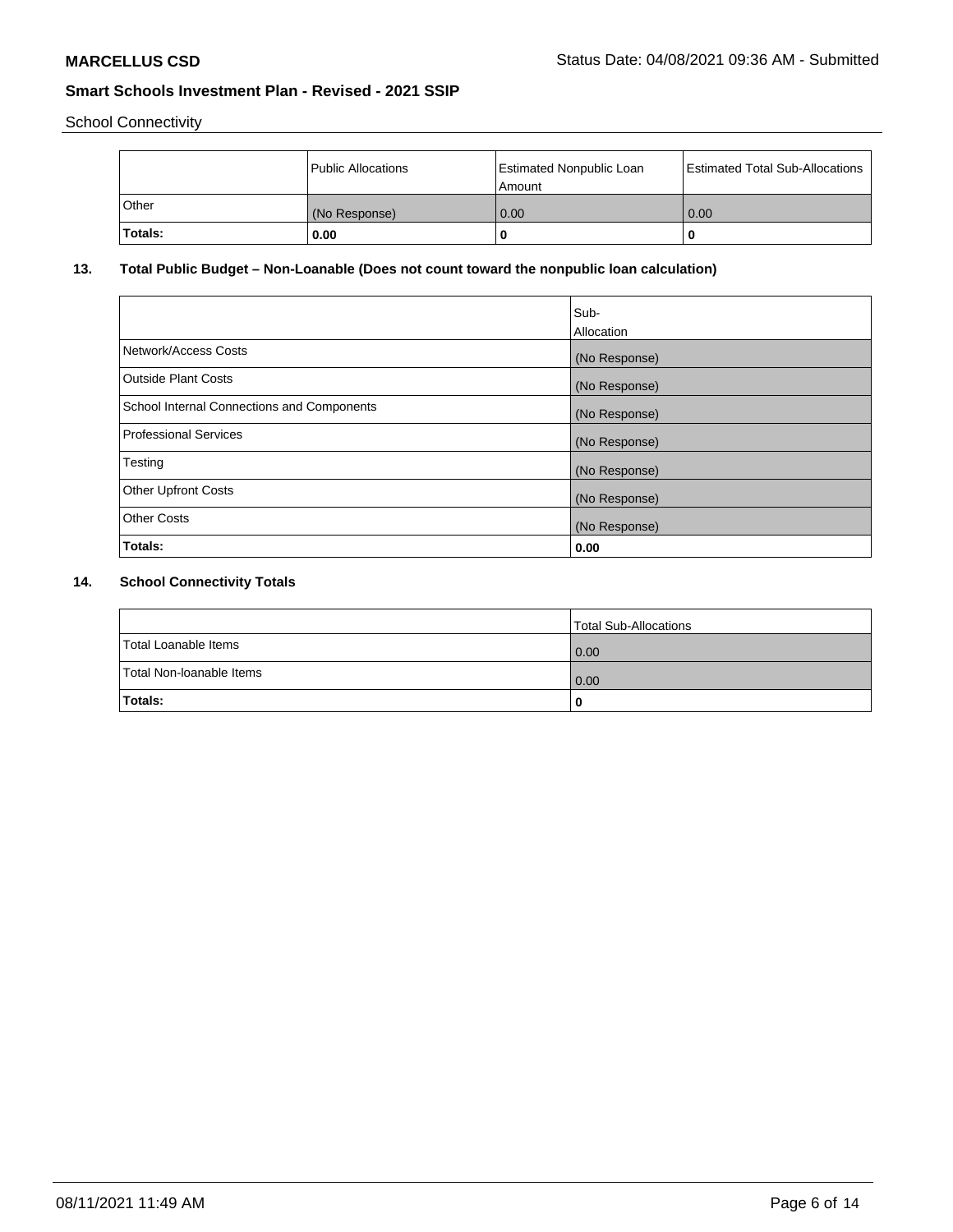School Connectivity

| | Public Allocations | Estimated Nonpublic Loan Amount | Estimated Total Sub-Allocations |
|---|---|---|---|
| Other | (No Response) | 0.00 | 0.00 |
| **Totals:** | **0.00** | **0** | **0** |

## 13. Total Public Budget – Non-Loanable (Does not count toward the nonpublic loan calculation)

| | Sub-Allocation |
|---|---|
| Network/Access Costs | (No Response) |
| Outside Plant Costs | (No Response) |
| School Internal Connections and Components | (No Response) |
| Professional Services | (No Response) |
| Testing | (No Response) |
| Other Upfront Costs | (No Response) |
| Other Costs | (No Response) |
| **Totals:** | **0.00** |

## 14. School Connectivity Totals

| | Total Sub-Allocations |
|---|---|
| Total Loanable Items | 0.00 |
| Total Non-loanable Items | 0.00 |
| **Totals:** | **0** |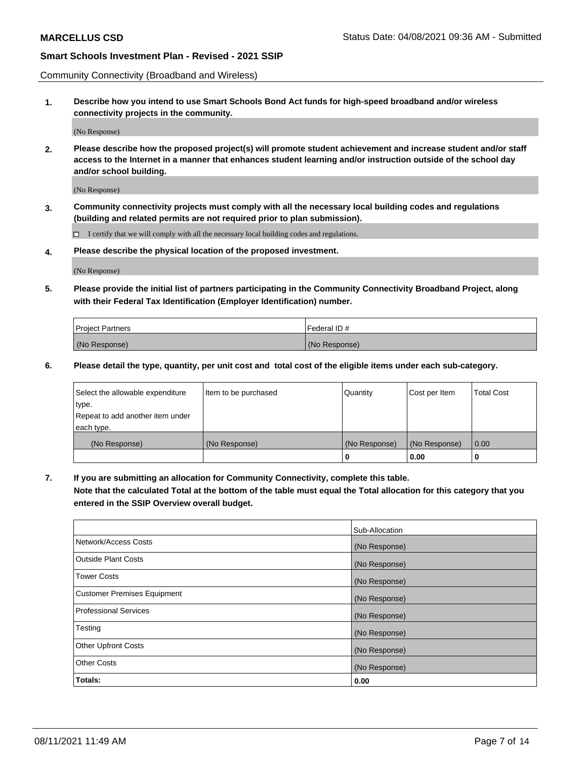Community Connectivity (Broadband and Wireless)

**1. Describe how you intend to use Smart Schools Bond Act funds for high-speed broadband and/or wireless connectivity projects in the community.**

(No Response)

**2. Please describe how the proposed project(s) will promote student achievement and increase student and/or staff access to the Internet in a manner that enhances student learning and/or instruction outside of the school day and/or school building.**

(No Response)

**3. Community connectivity projects must comply with all the necessary local building codes and regulations (building and related permits are not required prior to plan submission).**

☐ I certify that we will comply with all the necessary local building codes and regulations.

**4. Please describe the physical location of the proposed investment.**

(No Response)

**5. Please provide the initial list of partners participating in the Community Connectivity Broadband Project, along with their Federal Tax Identification (Employer Identification) number.**

| Project Partners | Federal ID # |
| --- | --- |
| (No Response) | (No Response) |

**6. Please detail the type, quantity, per unit cost and total cost of the eligible items under each sub-category.**

| Select the allowable expenditure type. Repeat to add another item under each type. | Item to be purchased | Quantity | Cost per Item | Total Cost |
| --- | --- | --- | --- | --- |
| (No Response) | (No Response) | (No Response) | (No Response) | 0.00 |
| | | 0 | 0.00 | 0 |

**7. If you are submitting an allocation for Community Connectivity, complete this table. Note that the calculated Total at the bottom of the table must equal the Total allocation for this category that you entered in the SSIP Overview overall budget.**

| | Sub-Allocation |
| --- | --- |
| Network/Access Costs | (No Response) |
| Outside Plant Costs | (No Response) |
| Tower Costs | (No Response) |
| Customer Premises Equipment | (No Response) |
| Professional Services | (No Response) |
| Testing | (No Response) |
| Other Upfront Costs | (No Response) |
| Other Costs | (No Response) |
| **Totals:** | **0.00** |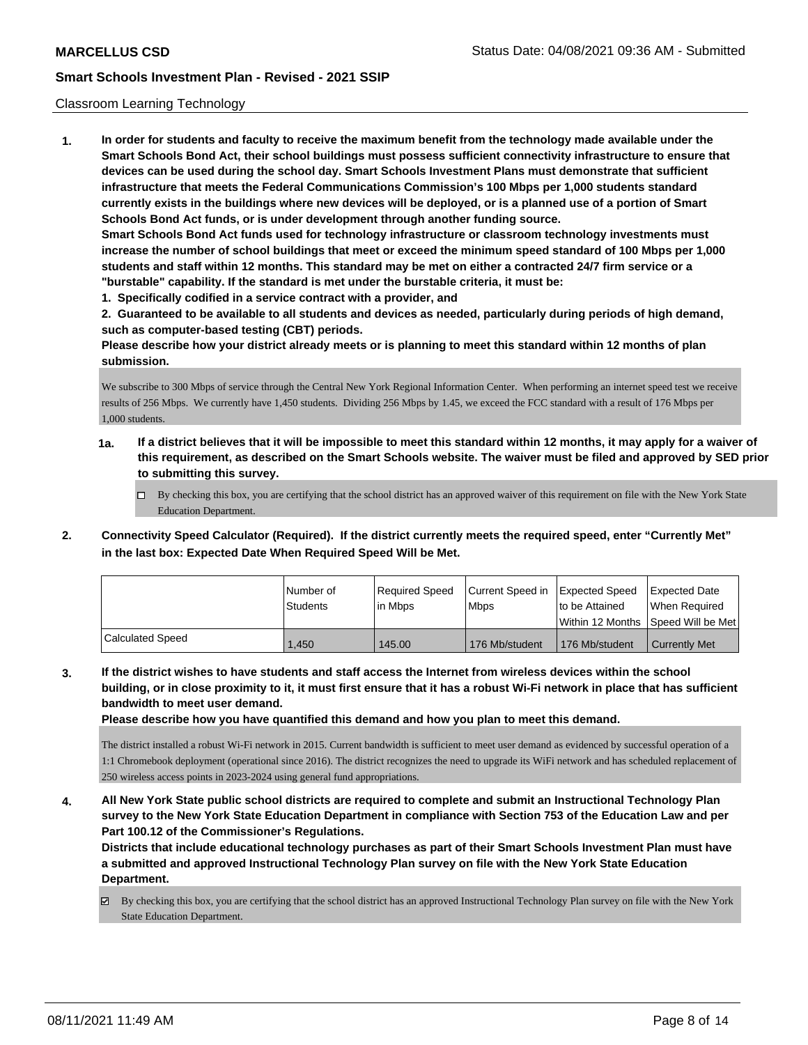Classroom Learning Technology

**1. In order for students and faculty to receive the maximum benefit from the technology made available under the Smart Schools Bond Act, their school buildings must possess sufficient connectivity infrastructure to ensure that devices can be used during the school day. Smart Schools Investment Plans must demonstrate that sufficient infrastructure that meets the Federal Communications Commission's 100 Mbps per 1,000 students standard currently exists in the buildings where new devices will be deployed, or is a planned use of a portion of Smart Schools Bond Act funds, or is under development through another funding source.**

**Smart Schools Bond Act funds used for technology infrastructure or classroom technology investments must increase the number of school buildings that meet or exceed the minimum speed standard of 100 Mbps per 1,000 students and staff within 12 months. This standard may be met on either a contracted 24/7 firm service or a "burstable" capability. If the standard is met under the burstable criteria, it must be:**

**1. Specifically codified in a service contract with a provider, and**

**2. Guaranteed to be available to all students and devices as needed, particularly during periods of high demand, such as computer-based testing (CBT) periods.**

**Please describe how your district already meets or is planning to meet this standard within 12 months of plan submission.**

We subscribe to 300 Mbps of service through the Central New York Regional Information Center. When performing an internet speed test we receive results of 256 Mbps. We currently have 1,450 students. Dividing 256 Mbps by 1.45, we exceed the FCC standard with a result of 176 Mbps per 1,000 students.

**1a. If a district believes that it will be impossible to meet this standard within 12 months, it may apply for a waiver of this requirement, as described on the Smart Schools website. The waiver must be filed and approved by SED prior to submitting this survey.**

☐ By checking this box, you are certifying that the school district has an approved waiver of this requirement on file with the New York State Education Department.

**2. Connectivity Speed Calculator (Required). If the district currently meets the required speed, enter "Currently Met" in the last box: Expected Date When Required Speed Will be Met.**

| | Number of Students | Required Speed in Mbps | Current Speed in Mbps | Expected Speed to be Attained Within 12 Months | Expected Date When Required Speed Will be Met |
|---|---|---|---|---|---|
| Calculated Speed | 1,450 | 145.00 | 176 Mb/student | 176 Mb/student | Currently Met |

**3. If the district wishes to have students and staff access the Internet from wireless devices within the school building, or in close proximity to it, it must first ensure that it has a robust Wi-Fi network in place that has sufficient bandwidth to meet user demand.**

**Please describe how you have quantified this demand and how you plan to meet this demand.**

The district installed a robust Wi-Fi network in 2015. Current bandwidth is sufficient to meet user demand as evidenced by successful operation of a 1:1 Chromebook deployment (operational since 2016). The district recognizes the need to upgrade its WiFi network and has scheduled replacement of 250 wireless access points in 2023-2024 using general fund appropriations.

**4. All New York State public school districts are required to complete and submit an Instructional Technology Plan survey to the New York State Education Department in compliance with Section 753 of the Education Law and per Part 100.12 of the Commissioner's Regulations.**

**Districts that include educational technology purchases as part of their Smart Schools Investment Plan must have a submitted and approved Instructional Technology Plan survey on file with the New York State Education Department.**

☑ By checking this box, you are certifying that the school district has an approved Instructional Technology Plan survey on file with the New York State Education Department.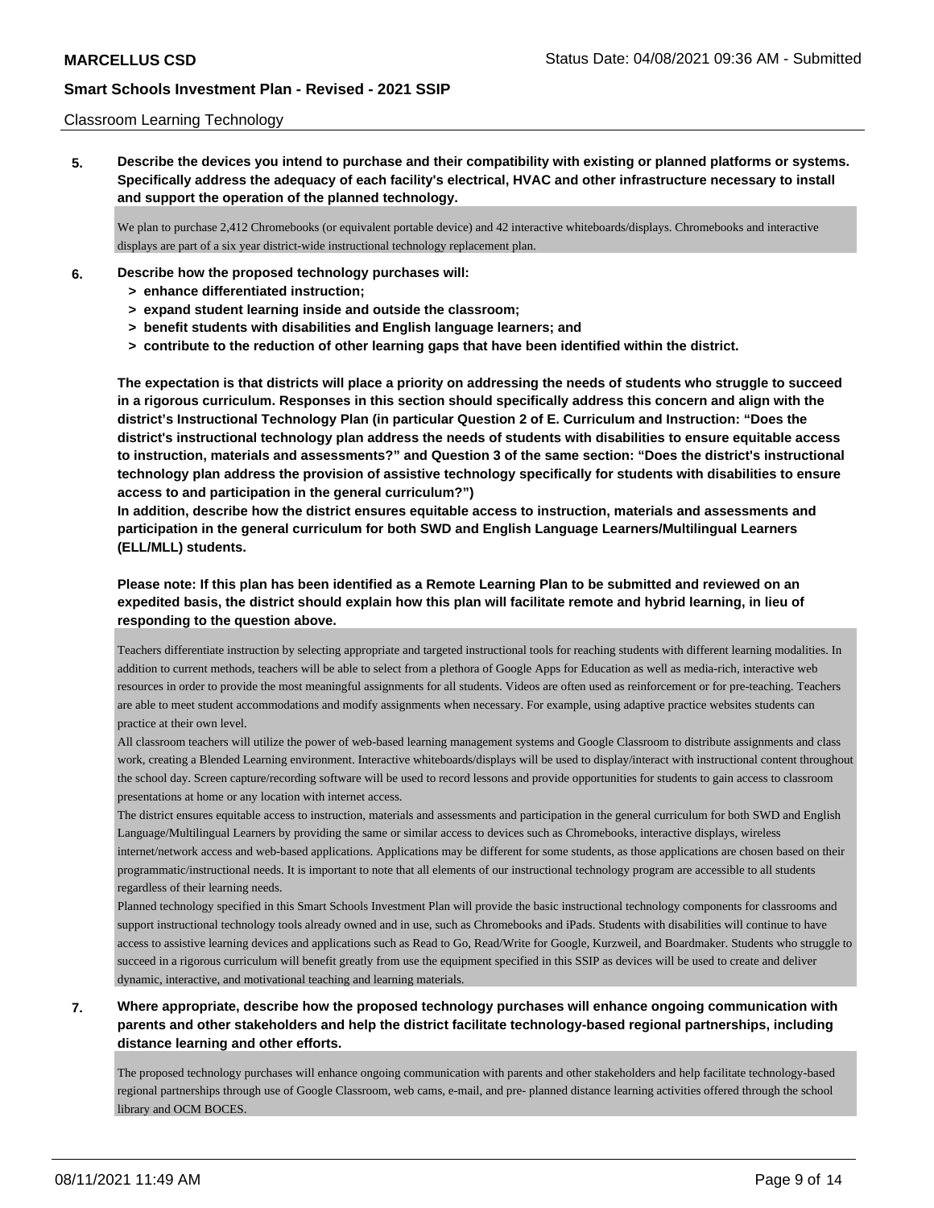Classroom Learning Technology

**5. Describe the devices you intend to purchase and their compatibility with existing or planned platforms or systems. Specifically address the adequacy of each facility's electrical, HVAC and other infrastructure necessary to install and support the operation of the planned technology.**

We plan to purchase 2,412 Chromebooks (or equivalent portable device) and 42 interactive whiteboards/displays. Chromebooks and interactive displays are part of a six year district-wide instructional technology replacement plan.

**6. Describe how the proposed technology purchases will:**
- **> enhance differentiated instruction;**
- **> expand student learning inside and outside the classroom;**
- **> benefit students with disabilities and English language learners; and**
- **> contribute to the reduction of other learning gaps that have been identified within the district.**

**The expectation is that districts will place a priority on addressing the needs of students who struggle to succeed in a rigorous curriculum. Responses in this section should specifically address this concern and align with the district's Instructional Technology Plan (in particular Question 2 of E. Curriculum and Instruction: "Does the district's instructional technology plan address the needs of students with disabilities to ensure equitable access to instruction, materials and assessments?" and Question 3 of the same section: "Does the district's instructional technology plan address the provision of assistive technology specifically for students with disabilities to ensure access to and participation in the general curriculum?")**
**In addition, describe how the district ensures equitable access to instruction, materials and assessments and participation in the general curriculum for both SWD and English Language Learners/Multilingual Learners (ELL/MLL) students.**

**Please note: If this plan has been identified as a Remote Learning Plan to be submitted and reviewed on an expedited basis, the district should explain how this plan will facilitate remote and hybrid learning, in lieu of responding to the question above.**

Teachers differentiate instruction by selecting appropriate and targeted instructional tools for reaching students with different learning modalities. In addition to current methods, teachers will be able to select from a plethora of Google Apps for Education as well as media-rich, interactive web resources in order to provide the most meaningful assignments for all students. Videos are often used as reinforcement or for pre-teaching. Teachers are able to meet student accommodations and modify assignments when necessary. For example, using adaptive practice websites students can practice at their own level.
All classroom teachers will utilize the power of web-based learning management systems and Google Classroom to distribute assignments and class work, creating a Blended Learning environment. Interactive whiteboards/displays will be used to display/interact with instructional content throughout the school day. Screen capture/recording software will be used to record lessons and provide opportunities for students to gain access to classroom presentations at home or any location with internet access.
The district ensures equitable access to instruction, materials and assessments and participation in the general curriculum for both SWD and English Language/Multilingual Learners by providing the same or similar access to devices such as Chromebooks, interactive displays, wireless internet/network access and web-based applications. Applications may be different for some students, as those applications are chosen based on their programmatic/instructional needs. It is important to note that all elements of our instructional technology program are accessible to all students regardless of their learning needs.
Planned technology specified in this Smart Schools Investment Plan will provide the basic instructional technology components for classrooms and support instructional technology tools already owned and in use, such as Chromebooks and iPads. Students with disabilities will continue to have access to assistive learning devices and applications such as Read to Go, Read/Write for Google, Kurzweil, and Boardmaker. Students who struggle to succeed in a rigorous curriculum will benefit greatly from use the equipment specified in this SSIP as devices will be used to create and deliver dynamic, interactive, and motivational teaching and learning materials.

**7. Where appropriate, describe how the proposed technology purchases will enhance ongoing communication with parents and other stakeholders and help the district facilitate technology-based regional partnerships, including distance learning and other efforts.**

The proposed technology purchases will enhance ongoing communication with parents and other stakeholders and help facilitate technology-based regional partnerships through use of Google Classroom, web cams, e-mail, and pre- planned distance learning activities offered through the school library and OCM BOCES.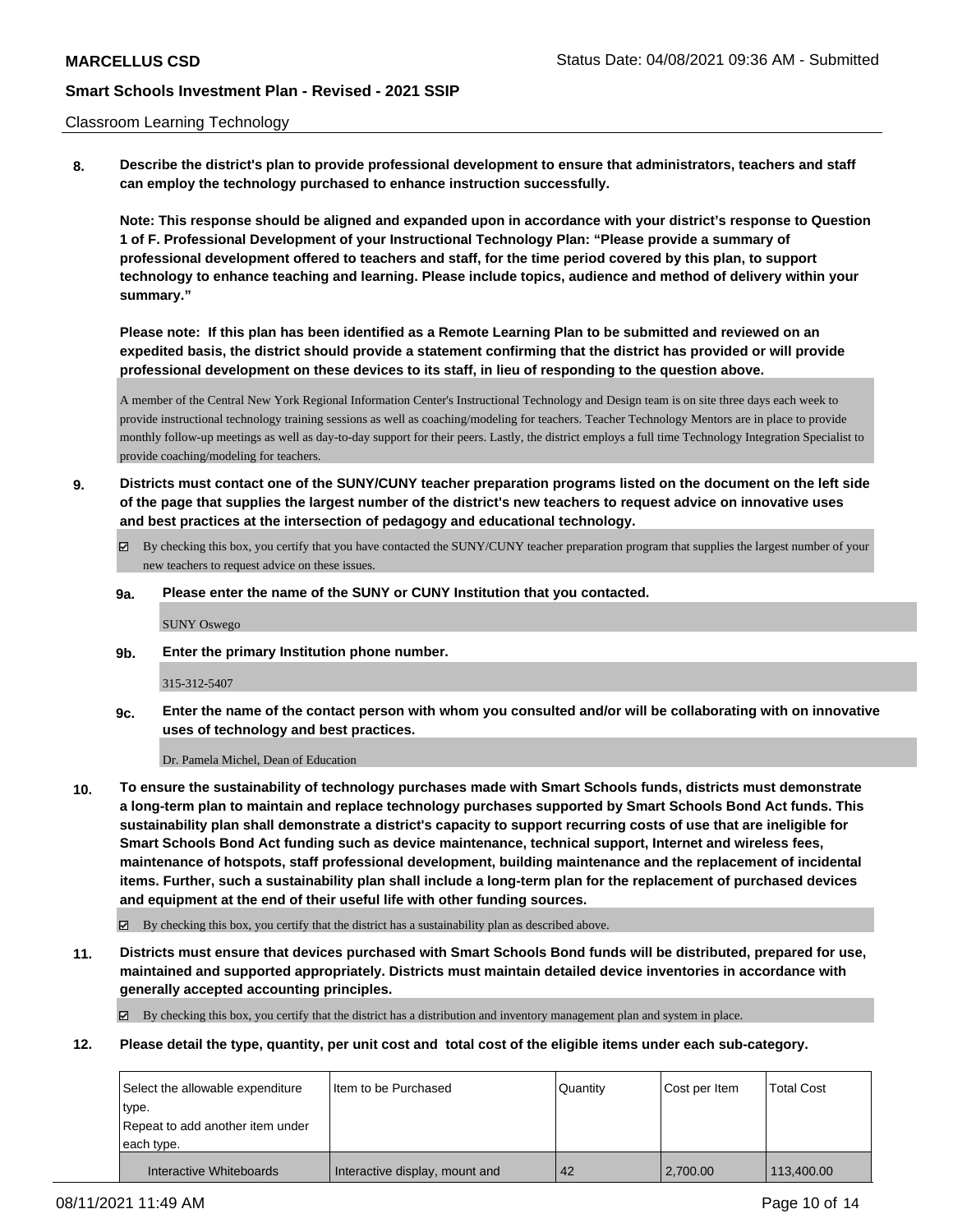Classroom Learning Technology

**8. Describe the district's plan to provide professional development to ensure that administrators, teachers and staff can employ the technology purchased to enhance instruction successfully.**

**Note: This response should be aligned and expanded upon in accordance with your district's response to Question 1 of F. Professional Development of your Instructional Technology Plan: "Please provide a summary of professional development offered to teachers and staff, for the time period covered by this plan, to support technology to enhance teaching and learning. Please include topics, audience and method of delivery within your summary."**

**Please note: If this plan has been identified as a Remote Learning Plan to be submitted and reviewed on an expedited basis, the district should provide a statement confirming that the district has provided or will provide professional development on these devices to its staff, in lieu of responding to the question above.**

A member of the Central New York Regional Information Center's Instructional Technology and Design team is on site three days each week to provide instructional technology training sessions as well as coaching/modeling for teachers. Teacher Technology Mentors are in place to provide monthly follow-up meetings as well as day-to-day support for their peers. Lastly, the district employs a full time Technology Integration Specialist to provide coaching/modeling for teachers.

**9. Districts must contact one of the SUNY/CUNY teacher preparation programs listed on the document on the left side of the page that supplies the largest number of the district's new teachers to request advice on innovative uses and best practices at the intersection of pedagogy and educational technology.**

☑ By checking this box, you certify that you have contacted the SUNY/CUNY teacher preparation program that supplies the largest number of your new teachers to request advice on these issues.

**9a. Please enter the name of the SUNY or CUNY Institution that you contacted.**

SUNY Oswego

**9b. Enter the primary Institution phone number.**

315-312-5407

**9c. Enter the name of the contact person with whom you consulted and/or will be collaborating with on innovative uses of technology and best practices.**

Dr. Pamela Michel, Dean of Education

**10. To ensure the sustainability of technology purchases made with Smart Schools funds, districts must demonstrate a long-term plan to maintain and replace technology purchases supported by Smart Schools Bond Act funds. This sustainability plan shall demonstrate a district's capacity to support recurring costs of use that are ineligible for Smart Schools Bond Act funding such as device maintenance, technical support, Internet and wireless fees, maintenance of hotspots, staff professional development, building maintenance and the replacement of incidental items. Further, such a sustainability plan shall include a long-term plan for the replacement of purchased devices and equipment at the end of their useful life with other funding sources.**

☑ By checking this box, you certify that the district has a sustainability plan as described above.

**11. Districts must ensure that devices purchased with Smart Schools Bond funds will be distributed, prepared for use, maintained and supported appropriately. Districts must maintain detailed device inventories in accordance with generally accepted accounting principles.**

☑ By checking this box, you certify that the district has a distribution and inventory management plan and system in place.

**12. Please detail the type, quantity, per unit cost and total cost of the eligible items under each sub-category.**

| Select the allowable expenditure type. Repeat to add another item under each type. | Item to be Purchased | Quantity | Cost per Item | Total Cost |
|---|---|---|---|---|
| Interactive Whiteboards | Interactive display, mount and | 42 | 2,700.00 | 113,400.00 |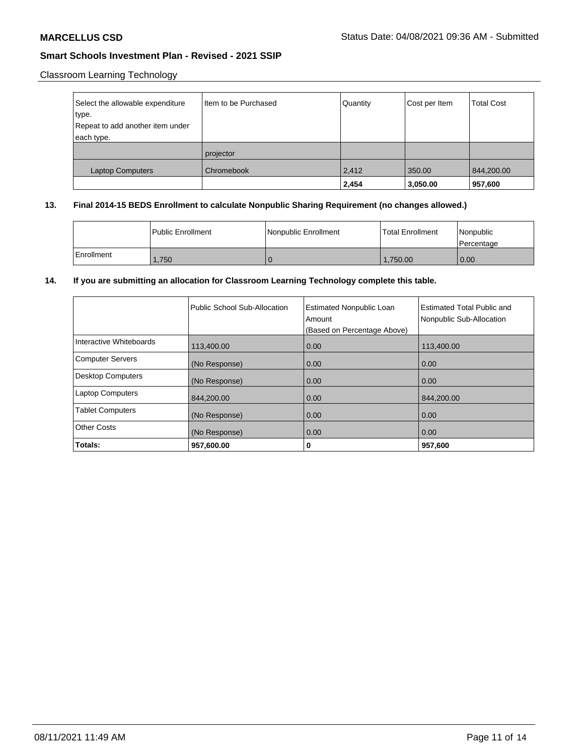**MARCELLUS CSD** Status Date: 04/08/2021 09:36 AM - Submitted

**Smart Schools Investment Plan - Revised - 2021 SSIP**

Classroom Learning Technology

| Select the allowable expenditure type. Repeat to add another item under each type. | Item to be Purchased | Quantity | Cost per Item | Total Cost |
|---|---|---|---|---|
| | projector | | | |
| Laptop Computers | Chromebook | 2,412 | 350.00 | 844,200.00 |
| | | **2,454** | **3,050.00** | **957,600** |

**13. Final 2014-15 BEDS Enrollment to calculate Nonpublic Sharing Requirement (no changes allowed.)**

| | Public Enrollment | Nonpublic Enrollment | Total Enrollment | Nonpublic Percentage |
|---|---|---|---|---|
| Enrollment | 1,750 | 0 | 1,750.00 | 0.00 |

**14. If you are submitting an allocation for Classroom Learning Technology complete this table.**

| | Public School Sub-Allocation | Estimated Nonpublic Loan Amount (Based on Percentage Above) | Estimated Total Public and Nonpublic Sub-Allocation |
|---|---|---|---|
| Interactive Whiteboards | 113,400.00 | 0.00 | 113,400.00 |
| Computer Servers | (No Response) | 0.00 | 0.00 |
| Desktop Computers | (No Response) | 0.00 | 0.00 |
| Laptop Computers | 844,200.00 | 0.00 | 844,200.00 |
| Tablet Computers | (No Response) | 0.00 | 0.00 |
| Other Costs | (No Response) | 0.00 | 0.00 |
| **Totals:** | **957,600.00** | **0** | **957,600** |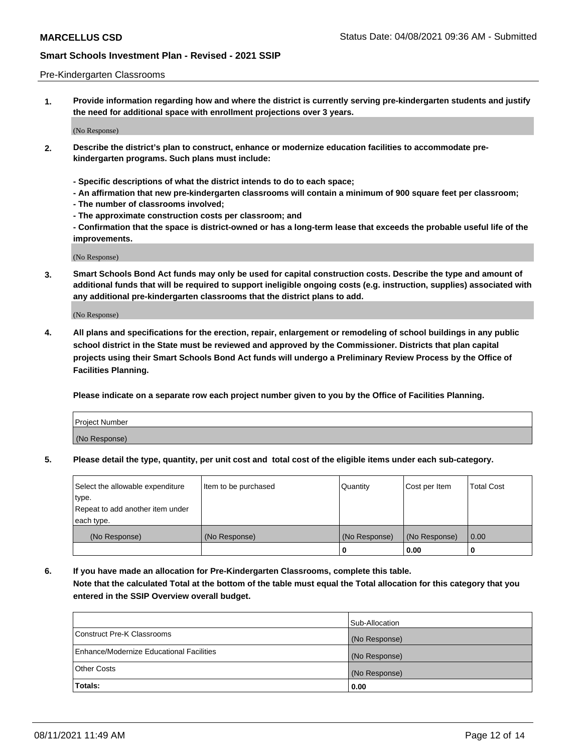Pre-Kindergarten Classrooms

**1. Provide information regarding how and where the district is currently serving pre-kindergarten students and justify the need for additional space with enrollment projections over 3 years.**

(No Response)

**2. Describe the district's plan to construct, enhance or modernize education facilities to accommodate pre-kindergarten programs. Such plans must include:**

**- Specific descriptions of what the district intends to do to each space;**
**- An affirmation that new pre-kindergarten classrooms will contain a minimum of 900 square feet per classroom;**
**- The number of classrooms involved;**
**- The approximate construction costs per classroom; and**
**- Confirmation that the space is district-owned or has a long-term lease that exceeds the probable useful life of the improvements.**

(No Response)

**3. Smart Schools Bond Act funds may only be used for capital construction costs. Describe the type and amount of additional funds that will be required to support ineligible ongoing costs (e.g. instruction, supplies) associated with any additional pre-kindergarten classrooms that the district plans to add.**

(No Response)

**4. All plans and specifications for the erection, repair, enlargement or remodeling of school buildings in any public school district in the State must be reviewed and approved by the Commissioner. Districts that plan capital projects using their Smart Schools Bond Act funds will undergo a Preliminary Review Process by the Office of Facilities Planning.**

**Please indicate on a separate row each project number given to you by the Office of Facilities Planning.**

| Project Number |
|---|
| (No Response) |

**5. Please detail the type, quantity, per unit cost and total cost of the eligible items under each sub-category.**

| Select the allowable expenditure type. Repeat to add another item under each type. | Item to be purchased | Quantity | Cost per Item | Total Cost |
|---|---|---|---|---|
| (No Response) | (No Response) | (No Response) | (No Response) | 0.00 |
| | | 0 | 0.00 | 0 |

**6. If you have made an allocation for Pre-Kindergarten Classrooms, complete this table. Note that the calculated Total at the bottom of the table must equal the Total allocation for this category that you entered in the SSIP Overview overall budget.**

| | Sub-Allocation |
|---|---|
| Construct Pre-K Classrooms | (No Response) |
| Enhance/Modernize Educational Facilities | (No Response) |
| Other Costs | (No Response) |
| **Totals:** | **0.00** |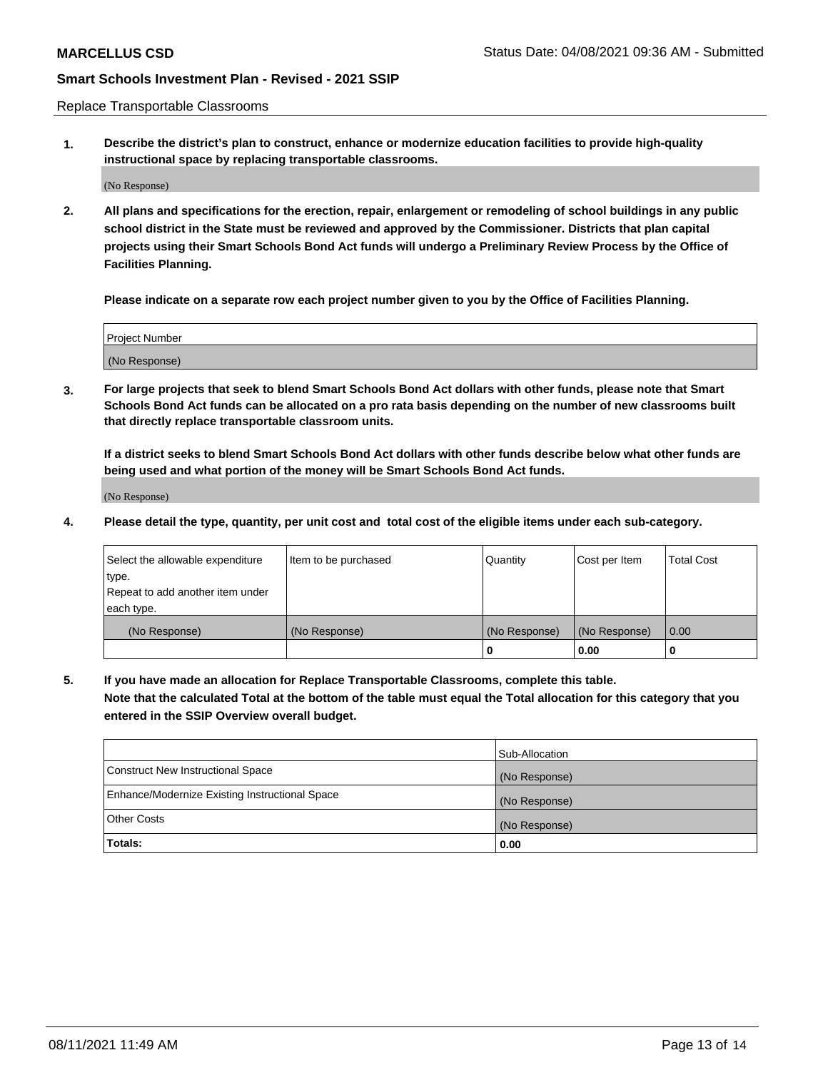Replace Transportable Classrooms

**1. Describe the district's plan to construct, enhance or modernize education facilities to provide high-quality instructional space by replacing transportable classrooms.**

(No Response)

**2. All plans and specifications for the erection, repair, enlargement or remodeling of school buildings in any public school district in the State must be reviewed and approved by the Commissioner. Districts that plan capital projects using their Smart Schools Bond Act funds will undergo a Preliminary Review Process by the Office of Facilities Planning.**

**Please indicate on a separate row each project number given to you by the Office of Facilities Planning.**

| Project Number |
| --- |
| (No Response) |

**3. For large projects that seek to blend Smart Schools Bond Act dollars with other funds, please note that Smart Schools Bond Act funds can be allocated on a pro rata basis depending on the number of new classrooms built that directly replace transportable classroom units.**

**If a district seeks to blend Smart Schools Bond Act dollars with other funds describe below what other funds are being used and what portion of the money will be Smart Schools Bond Act funds.**

(No Response)

**4. Please detail the type, quantity, per unit cost and total cost of the eligible items under each sub-category.**

| Select the allowable expenditure type. Repeat to add another item under each type. | Item to be purchased | Quantity | Cost per Item | Total Cost |
| --- | --- | --- | --- | --- |
| (No Response) | (No Response) | (No Response) | (No Response) | 0.00 |
| | | 0 | 0.00 | 0 |

**5. If you have made an allocation for Replace Transportable Classrooms, complete this table. Note that the calculated Total at the bottom of the table must equal the Total allocation for this category that you entered in the SSIP Overview overall budget.**

| | Sub-Allocation |
| --- | --- |
| Construct New Instructional Space | (No Response) |
| Enhance/Modernize Existing Instructional Space | (No Response) |
| Other Costs | (No Response) |
| **Totals:** | **0.00** |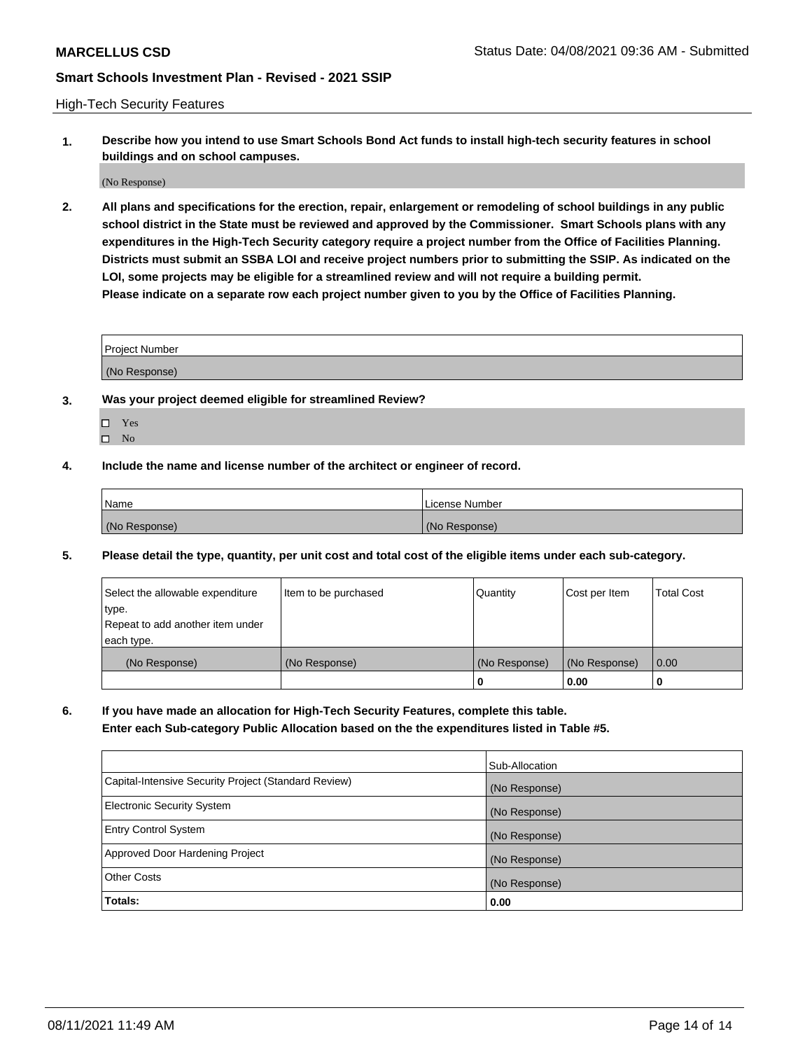High-Tech Security Features

**1. Describe how you intend to use Smart Schools Bond Act funds to install high-tech security features in school buildings and on school campuses.**

(No Response)

**2. All plans and specifications for the erection, repair, enlargement or remodeling of school buildings in any public school district in the State must be reviewed and approved by the Commissioner. Smart Schools plans with any expenditures in the High-Tech Security category require a project number from the Office of Facilities Planning. Districts must submit an SSBA LOI and receive project numbers prior to submitting the SSIP. As indicated on the LOI, some projects may be eligible for a streamlined review and will not require a building permit.**
**Please indicate on a separate row each project number given to you by the Office of Facilities Planning.**

| Project Number |
| --- |
| (No Response) |

**3. Was your project deemed eligible for streamlined Review?**

- ☐ Yes
- ☐ No

**4. Include the name and license number of the architect or engineer of record.**

| Name | License Number |
| --- | --- |
| (No Response) | (No Response) |

**5. Please detail the type, quantity, per unit cost and total cost of the eligible items under each sub-category.**

| Select the allowable expenditure type. Repeat to add another item under each type. | Item to be purchased | Quantity | Cost per Item | Total Cost |
| --- | --- | --- | --- | --- |
| (No Response) | (No Response) | (No Response) | (No Response) | 0.00 |
| | | 0 | 0.00 | 0 |

**6. If you have made an allocation for High-Tech Security Features, complete this table.**
**Enter each Sub-category Public Allocation based on the the expenditures listed in Table #5.**

| | Sub-Allocation |
| --- | --- |
| Capital-Intensive Security Project (Standard Review) | (No Response) |
| Electronic Security System | (No Response) |
| Entry Control System | (No Response) |
| Approved Door Hardening Project | (No Response) |
| Other Costs | (No Response) |
| **Totals:** | **0.00** |